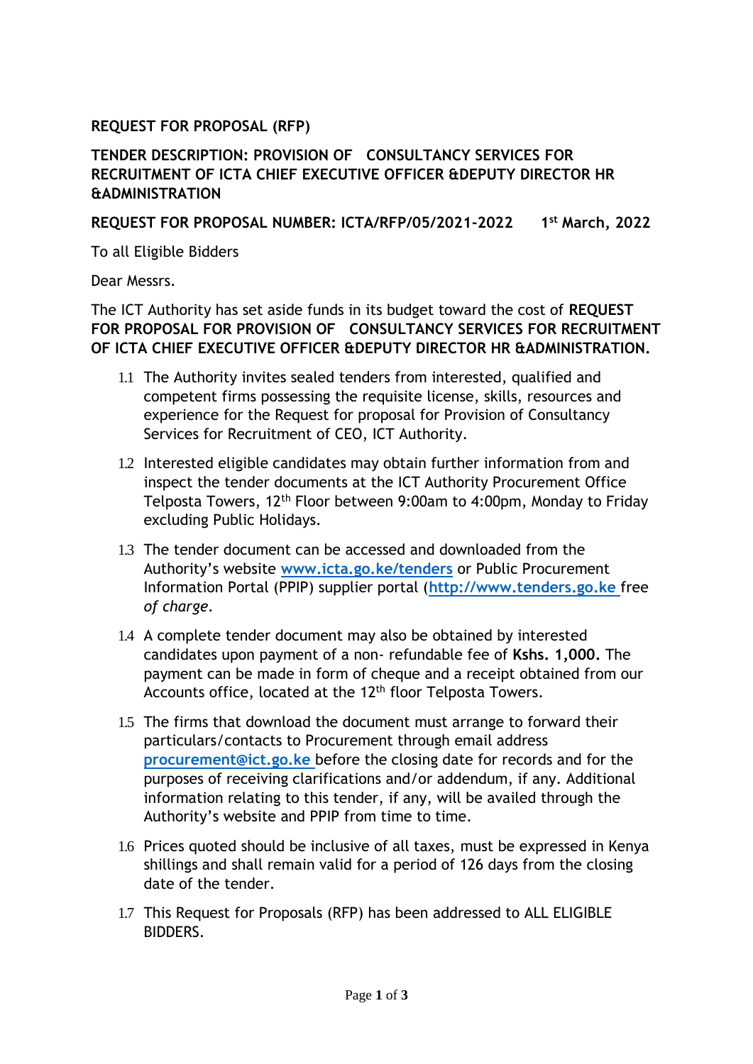**REQUEST FOR PROPOSAL (RFP)**

**TENDER DESCRIPTION: PROVISION OF CONSULTANCY SERVICES FOR RECRUITMENT OF ICTA CHIEF EXECUTIVE OFFICER &DEPUTY DIRECTOR HR &ADMINISTRATION**

**REQUEST FOR PROPOSAL NUMBER: ICTA/RFP/05/2021-2022 1st March, 2022**

To all Eligible Bidders

Dear Messrs.

The ICT Authority has set aside funds in its budget toward the cost of **REQUEST FOR PROPOSAL FOR PROVISION OF CONSULTANCY SERVICES FOR RECRUITMENT OF ICTA CHIEF EXECUTIVE OFFICER &DEPUTY DIRECTOR HR &ADMINISTRATION.**

1.1 The Authority invites sealed tenders from interested, qualified and competent firms possessing the requisite license, skills, resources and experience for the Request for proposal for Provision of Consultancy Services for Recruitment of CEO, ICT Authority.

1.2 Interested eligible candidates may obtain further information from and inspect the tender documents at the ICT Authority Procurement Office Telposta Towers, 12th Floor between 9:00am to 4:00pm, Monday to Friday excluding Public Holidays.

1.3 The tender document can be accessed and downloaded from the Authority's website **www.icta.go.ke/tenders** or Public Procurement Information Portal (PPIP) supplier portal (**http://www.tenders.go.ke** free *of charge*.

1.4 A complete tender document may also be obtained by interested candidates upon payment of a non- refundable fee of **Kshs. 1,000.** The payment can be made in form of cheque and a receipt obtained from our Accounts office, located at the 12th floor Telposta Towers.

1.5 The firms that download the document must arrange to forward their particulars/contacts to Procurement through email address **procurement@ict.go.ke** before the closing date for records and for the purposes of receiving clarifications and/or addendum, if any. Additional information relating to this tender, if any, will be availed through the Authority's website and PPIP from time to time.

1.6 Prices quoted should be inclusive of all taxes, must be expressed in Kenya shillings and shall remain valid for a period of 126 days from the closing date of the tender.

1.7 This Request for Proposals (RFP) has been addressed to ALL ELIGIBLE BIDDERS.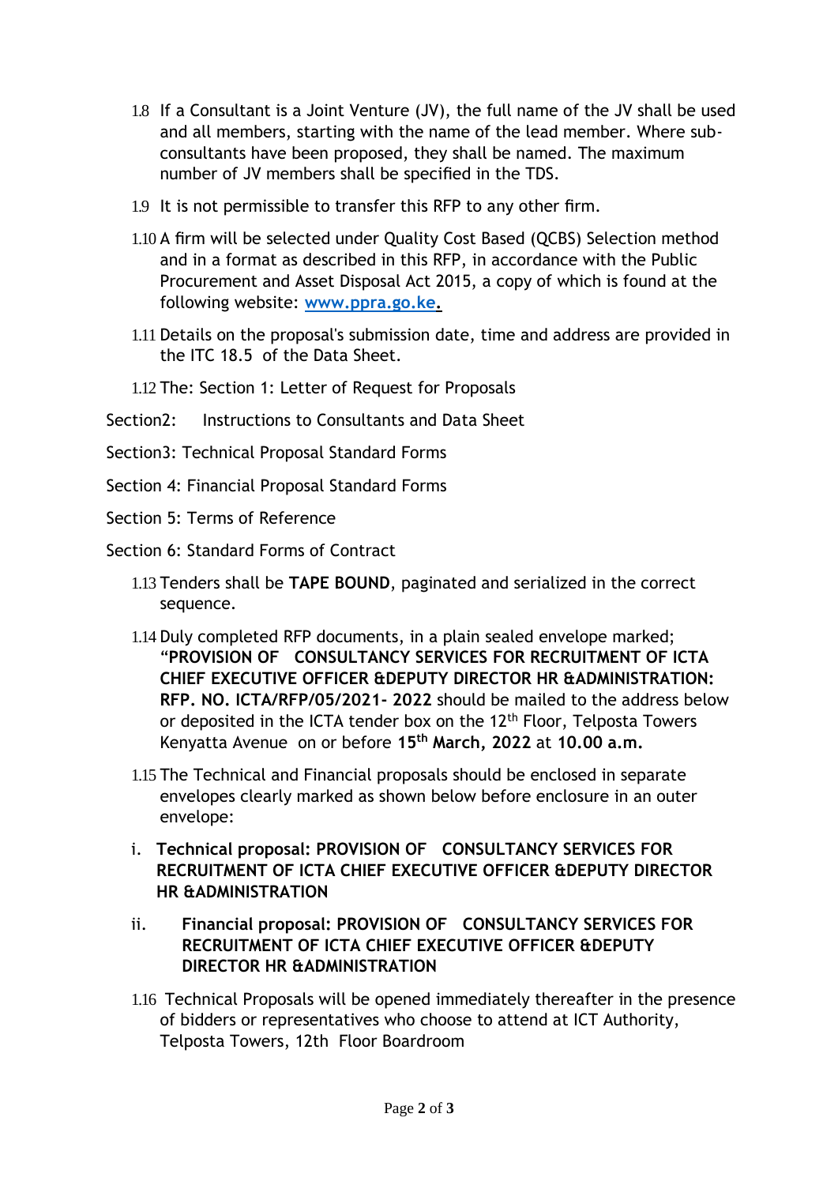1.8 If a Consultant is a Joint Venture (JV), the full name of the JV shall be used and all members, starting with the name of the lead member. Where sub-consultants have been proposed, they shall be named. The maximum number of JV members shall be specified in the TDS.

1.9 It is not permissible to transfer this RFP to any other firm.

1.10 A firm will be selected under Quality Cost Based (QCBS) Selection method and in a format as described in this RFP, in accordance with the Public Procurement and Asset Disposal Act 2015, a copy of which is found at the following website: **www.ppra.go.ke.**

1.11 Details on the proposal's submission date, time and address are provided in the ITC 18.5 of the Data Sheet.

1.12 The: Section 1: Letter of Request for Proposals

Section2: Instructions to Consultants and Data Sheet

Section3: Technical Proposal Standard Forms

Section 4: Financial Proposal Standard Forms

Section 5: Terms of Reference

Section 6: Standard Forms of Contract

1.13 Tenders shall be **TAPE BOUND**, paginated and serialized in the correct sequence.

1.14 Duly completed RFP documents, in a plain sealed envelope marked; **"PROVISION OF CONSULTANCY SERVICES FOR RECRUITMENT OF ICTA CHIEF EXECUTIVE OFFICER &DEPUTY DIRECTOR HR &ADMINISTRATION: RFP. NO. ICTA/RFP/05/2021- 2022** should be mailed to the address below or deposited in the ICTA tender box on the 12th Floor, Telposta Towers Kenyatta Avenue on or before **15th March, 2022** at **10.00 a.m.**

1.15 The Technical and Financial proposals should be enclosed in separate envelopes clearly marked as shown below before enclosure in an outer envelope:

i. **Technical proposal: PROVISION OF CONSULTANCY SERVICES FOR RECRUITMENT OF ICTA CHIEF EXECUTIVE OFFICER &DEPUTY DIRECTOR HR &ADMINISTRATION**

ii. **Financial proposal: PROVISION OF CONSULTANCY SERVICES FOR RECRUITMENT OF ICTA CHIEF EXECUTIVE OFFICER &DEPUTY DIRECTOR HR &ADMINISTRATION**

1.16 Technical Proposals will be opened immediately thereafter in the presence of bidders or representatives who choose to attend at ICT Authority, Telposta Towers, 12th Floor Boardroom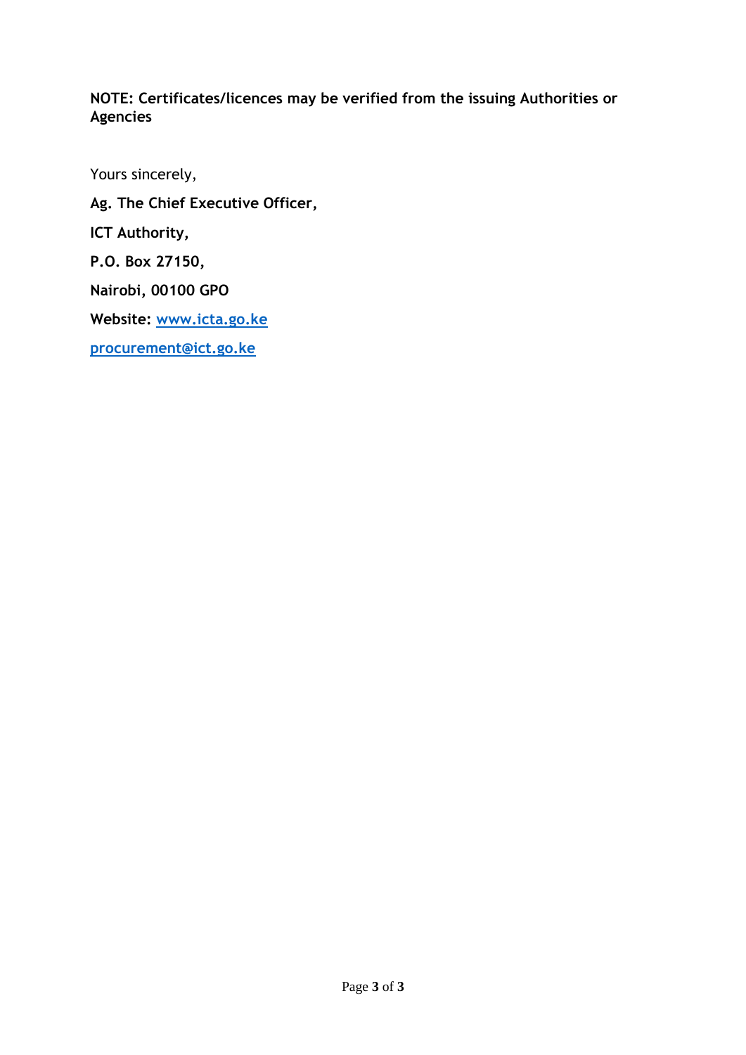**NOTE: Certificates/licences may be verified from the issuing Authorities or Agencies**

Yours sincerely,

**Ag. The Chief Executive Officer,**

**ICT Authority,**

**P.O. Box 27150,**

**Nairobi, 00100 GPO**

**Website: [www.icta.go.ke](http://www.icta.go.ke)**

**[procurement@ict.go.ke](mailto:procurement@ict.go.ke)**